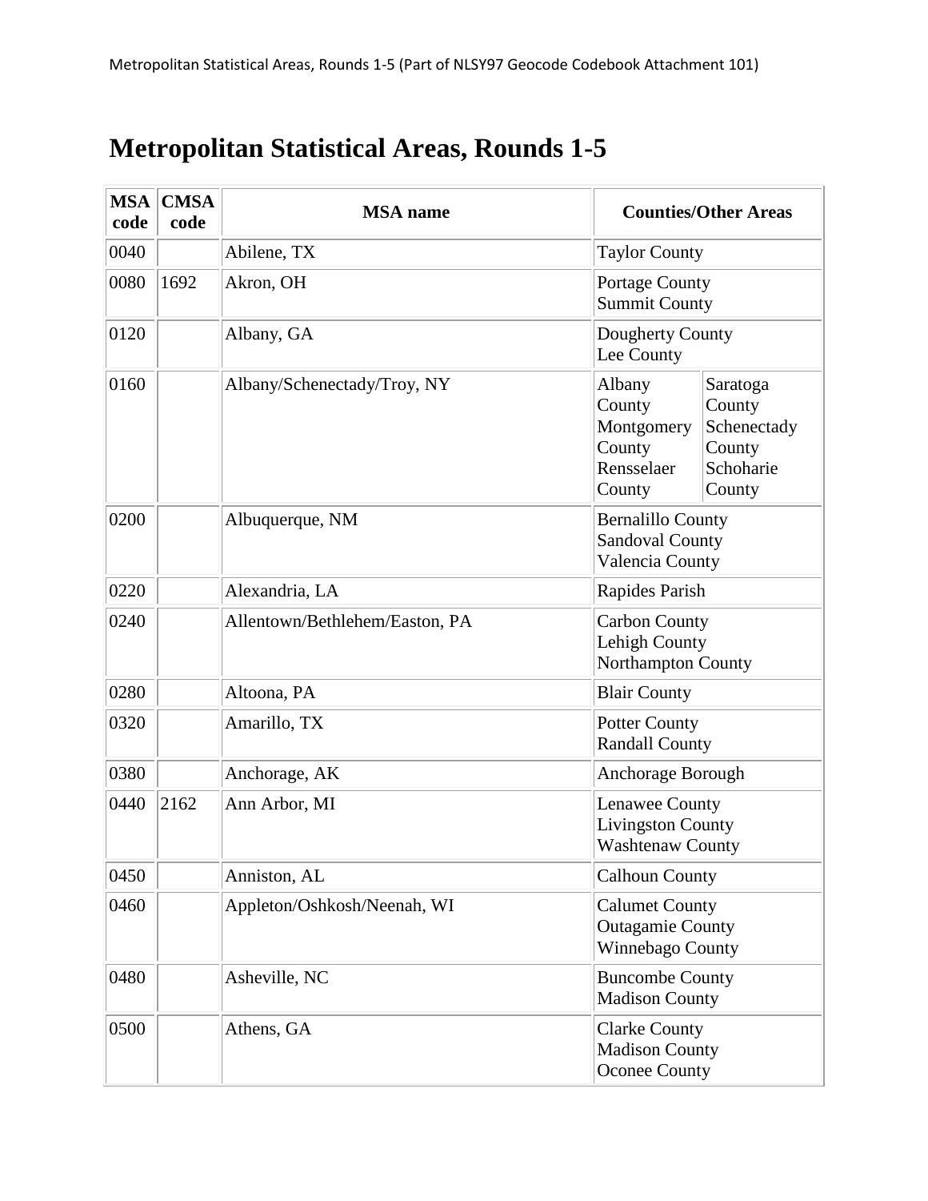# Metropolitan Statistical Areas, Rounds 1-5

| MSA code | CMSA code | MSA name | Counties/Other Areas |
|---|---|---|---|
| 0040 | | Abilene, TX | Taylor County |
| 0080 | 1692 | Akron, OH | Portage County<br>Summit County |
| 0120 | | Albany, GA | Dougherty County<br>Lee County |
| 0160 | | Albany/Schenectady/Troy, NY | Albany County<br>Montgomery County<br>Rensselaer County<br>Saratoga County<br>Schenectady County<br>Schoharie County |
| 0200 | | Albuquerque, NM | Bernalillo County<br>Sandoval County<br>Valencia County |
| 0220 | | Alexandria, LA | Rapides Parish |
| 0240 | | Allentown/Bethlehem/Easton, PA | Carbon County<br>Lehigh County<br>Northampton County |
| 0280 | | Altoona, PA | Blair County |
| 0320 | | Amarillo, TX | Potter County<br>Randall County |
| 0380 | | Anchorage, AK | Anchorage Borough |
| 0440 | 2162 | Ann Arbor, MI | Lenawee County<br>Livingston County<br>Washtenaw County |
| 0450 | | Anniston, AL | Calhoun County |
| 0460 | | Appleton/Oshkosh/Neenah, WI | Calumet County<br>Outagamie County<br>Winnebago County |
| 0480 | | Asheville, NC | Buncombe County<br>Madison County |
| 0500 | | Athens, GA | Clarke County<br>Madison County<br>Oconee County |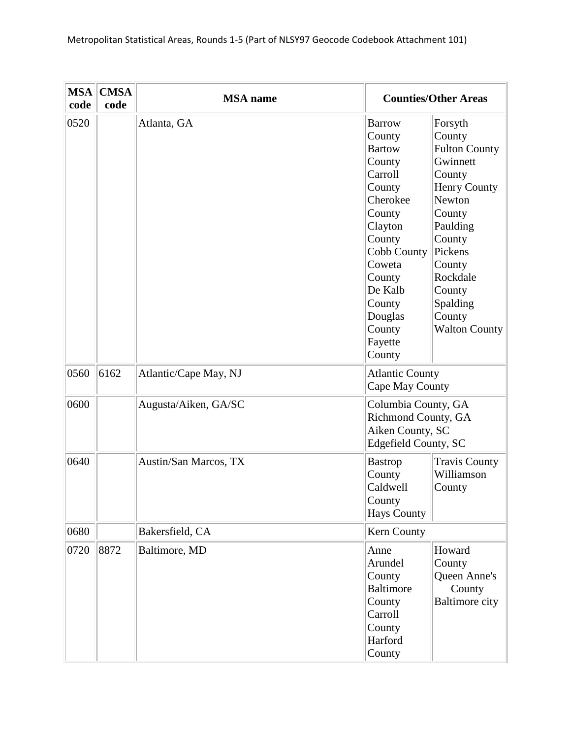Metropolitan Statistical Areas, Rounds 1-5 (Part of NLSY97 Geocode Codebook Attachment 101)

| MSA code | CMSA code | MSA name | Counties/Other Areas | |
|---|---|---|---|---|
| 0520 | | Atlanta, GA | Barrow County<br>Bartow County<br>Carroll County<br>Cherokee County<br>Clayton County<br>Cobb County<br>Coweta County<br>De Kalb County<br>Douglas County<br>Fayette County | Forsyth County<br>Fulton County<br>Gwinnett County<br>Henry County<br>Newton County<br>Paulding County<br>Pickens County<br>Rockdale County<br>Spalding County<br>Walton County |
| 0560 | 6162 | Atlantic/Cape May, NJ | Atlantic County<br>Cape May County | |
| 0600 | | Augusta/Aiken, GA/SC | Columbia County, GA<br>Richmond County, GA<br>Aiken County, SC<br>Edgefield County, SC | |
| 0640 | | Austin/San Marcos, TX | Bastrop County<br>Caldwell County<br>Hays County | Travis County<br>Williamson County |
| 0680 | | Bakersfield, CA | Kern County | |
| 0720 | 8872 | Baltimore, MD | Anne Arundel County<br>Baltimore County<br>Carroll County<br>Harford County | Howard County<br>Queen Anne's County<br>Baltimore city |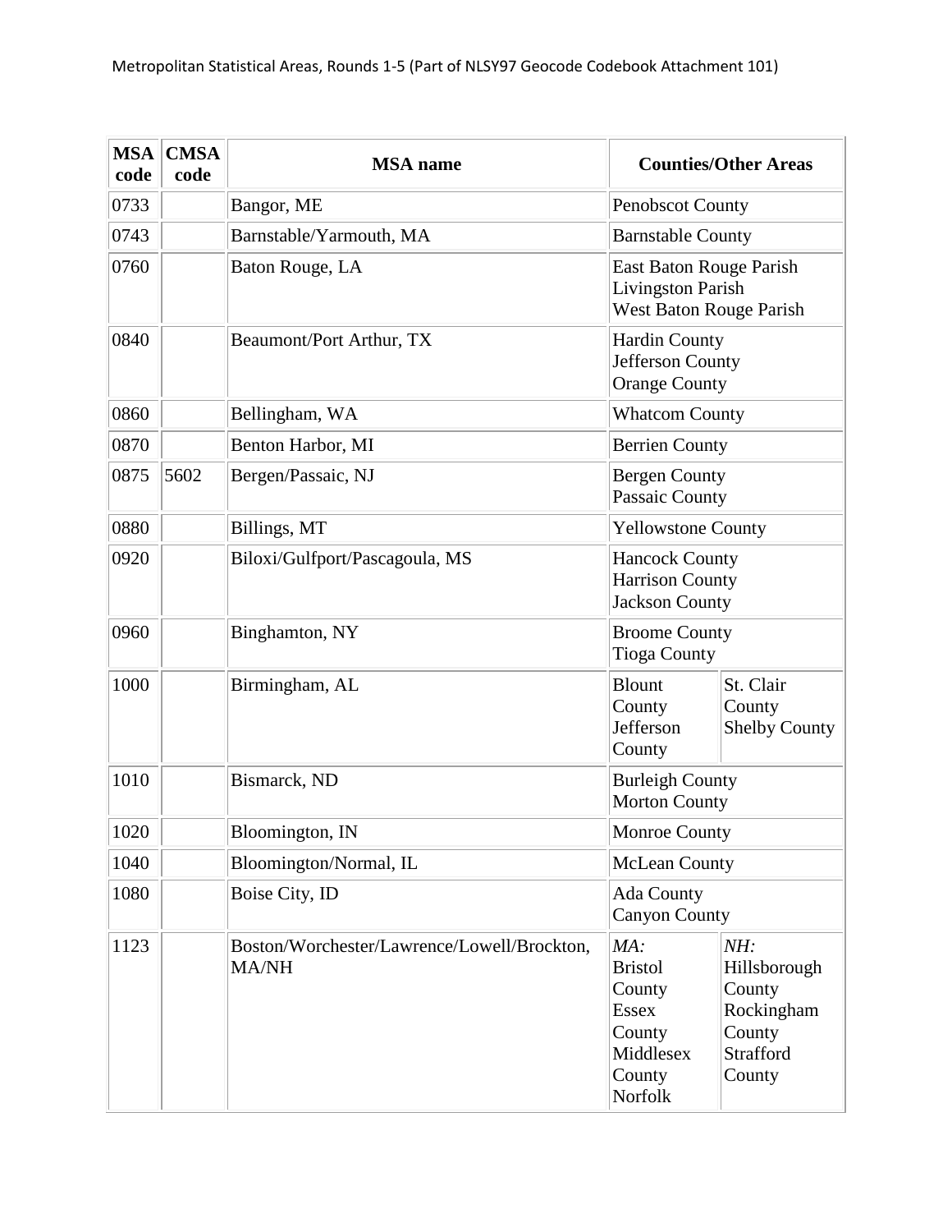| MSA code | CMSA code | MSA name | Counties/Other Areas |
|---|---|---|---|
| 0733 | | Bangor, ME | Penobscot County |
| 0743 | | Barnstable/Yarmouth, MA | Barnstable County |
| 0760 | | Baton Rouge, LA | East Baton Rouge Parish<br>Livingston Parish<br>West Baton Rouge Parish |
| 0840 | | Beaumont/Port Arthur, TX | Hardin County<br>Jefferson County<br>Orange County |
| 0860 | | Bellingham, WA | Whatcom County |
| 0870 | | Benton Harbor, MI | Berrien County |
| 0875 | 5602 | Bergen/Passaic, NJ | Bergen County<br>Passaic County |
| 0880 | | Billings, MT | Yellowstone County |
| 0920 | | Biloxi/Gulfport/Pascagoula, MS | Hancock County<br>Harrison County<br>Jackson County |
| 0960 | | Binghamton, NY | Broome County<br>Tioga County |
| 1000 | | Birmingham, AL | Blount County<br>Jefferson County<br>St. Clair County<br>Shelby County |
| 1010 | | Bismarck, ND | Burleigh County<br>Morton County |
| 1020 | | Bloomington, IN | Monroe County |
| 1040 | | Bloomington/Normal, IL | McLean County |
| 1080 | | Boise City, ID | Ada County<br>Canyon County |
| 1123 | | Boston/Worchester/Lawrence/Lowell/Brockton, MA/NH | *MA:*<br>Bristol County<br>Essex County<br>Middlesex County<br>Norfolk<br>*NH:*<br>Hillsborough County<br>Rockingham County<br>Strafford County |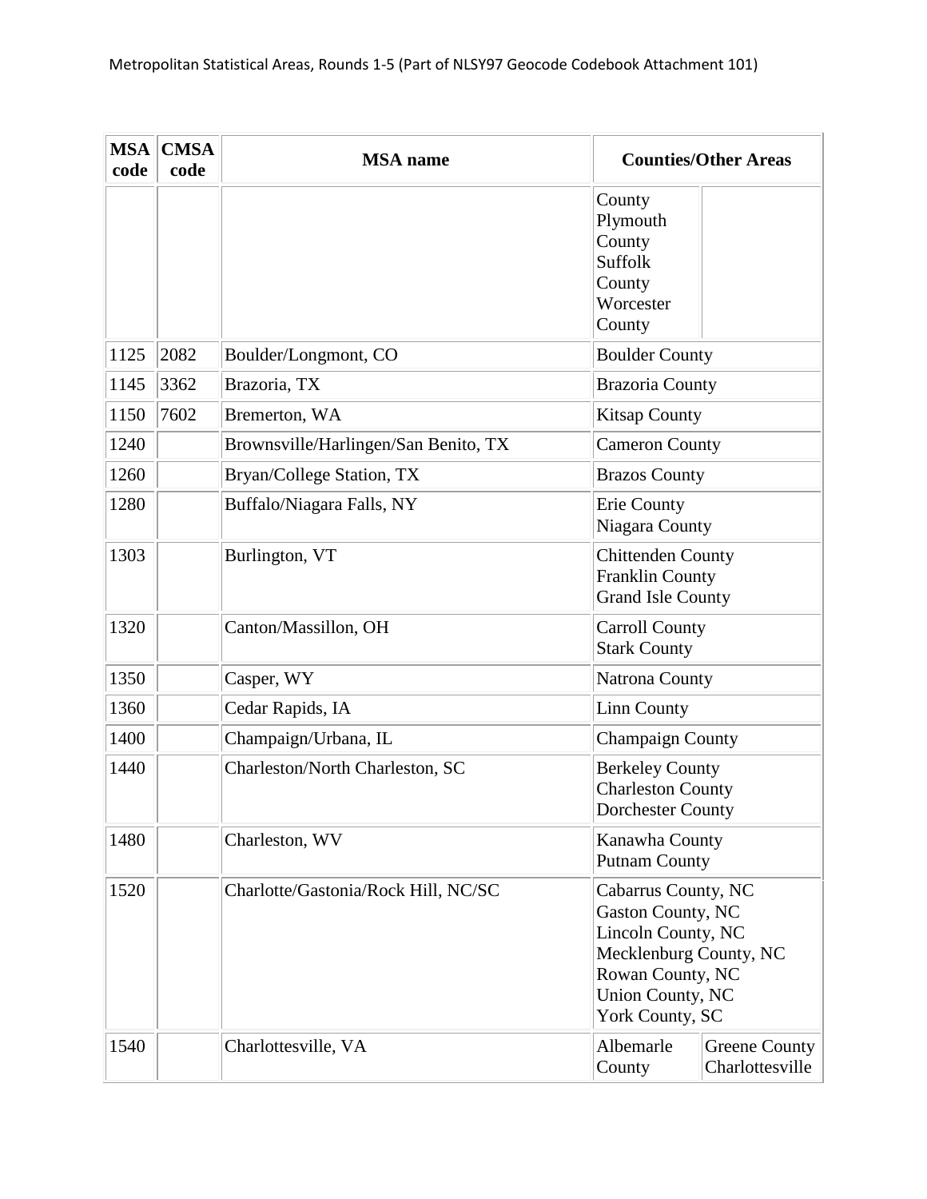| MSA code | CMSA code | MSA name | Counties/Other Areas | |
|---|---|---|---|---|
| | | | County<br>Plymouth County<br>Suffolk County<br>Worcester County | |
| 1125 | 2082 | Boulder/Longmont, CO | Boulder County | |
| 1145 | 3362 | Brazoria, TX | Brazoria County | |
| 1150 | 7602 | Bremerton, WA | Kitsap County | |
| 1240 | | Brownsville/Harlingen/San Benito, TX | Cameron County | |
| 1260 | | Bryan/College Station, TX | Brazos County | |
| 1280 | | Buffalo/Niagara Falls, NY | Erie County<br>Niagara County | |
| 1303 | | Burlington, VT | Chittenden County<br>Franklin County<br>Grand Isle County | |
| 1320 | | Canton/Massillon, OH | Carroll County<br>Stark County | |
| 1350 | | Casper, WY | Natrona County | |
| 1360 | | Cedar Rapids, IA | Linn County | |
| 1400 | | Champaign/Urbana, IL | Champaign County | |
| 1440 | | Charleston/North Charleston, SC | Berkeley County<br>Charleston County<br>Dorchester County | |
| 1480 | | Charleston, WV | Kanawha County<br>Putnam County | |
| 1520 | | Charlotte/Gastonia/Rock Hill, NC/SC | Cabarrus County, NC<br>Gaston County, NC<br>Lincoln County, NC<br>Mecklenburg County, NC<br>Rowan County, NC<br>Union County, NC<br>York County, SC | |
| 1540 | | Charlottesville, VA | Albemarle County | Greene County<br>Charlottesville |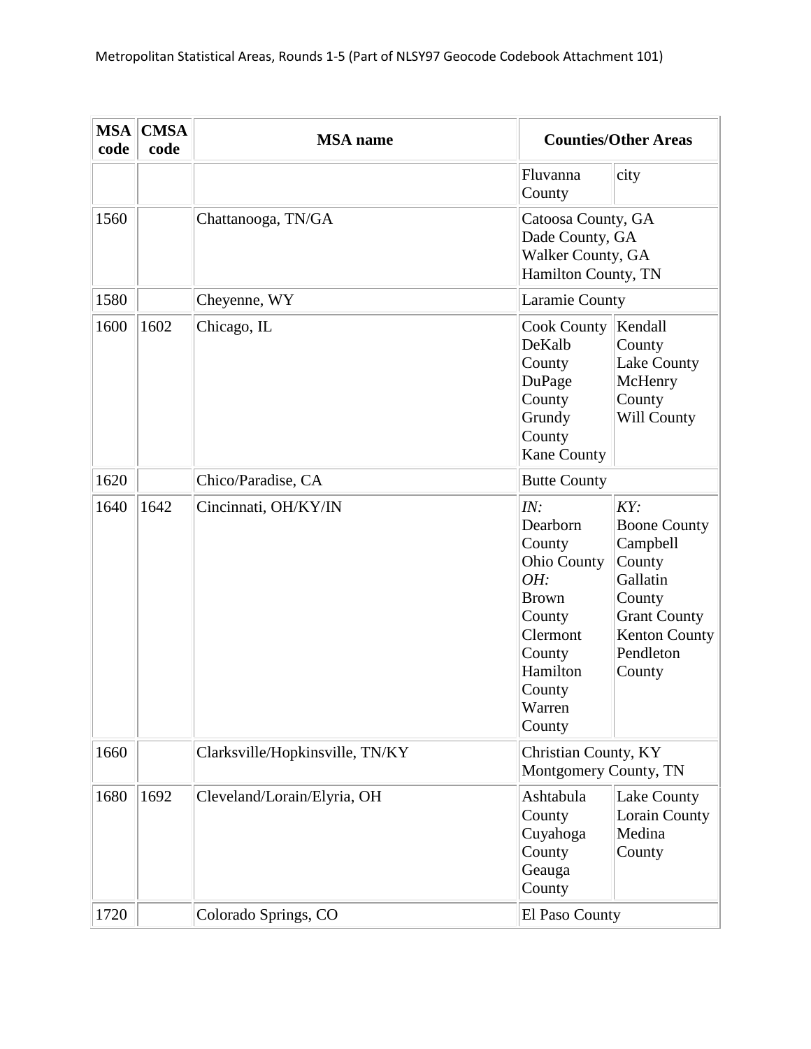| MSA code | CMSA code | MSA name | Counties/Other Areas | |
|---|---|---|---|---|
| | | | Fluvanna County | city |
| 1560 | | Chattanooga, TN/GA | Catoosa County, GA<br>Dade County, GA<br>Walker County, GA<br>Hamilton County, TN | |
| 1580 | | Cheyenne, WY | Laramie County | |
| 1600 | 1602 | Chicago, IL | Cook County<br>DeKalb County<br>DuPage County<br>Grundy County<br>Kane County | Kendall County<br>Lake County<br>McHenry County<br>Will County |
| 1620 | | Chico/Paradise, CA | Butte County | |
| 1640 | 1642 | Cincinnati, OH/KY/IN | *IN:*<br>Dearborn County<br>Ohio County<br>*OH:*<br>Brown County<br>Clermont County<br>Hamilton County<br>Warren County | *KY:*<br>Boone County<br>Campbell County<br>Gallatin County<br>Grant County<br>Kenton County<br>Pendleton County |
| 1660 | | Clarksville/Hopkinsville, TN/KY | Christian County, KY<br>Montgomery County, TN | |
| 1680 | 1692 | Cleveland/Lorain/Elyria, OH | Ashtabula County<br>Cuyahoga County<br>Geauga County | Lake County<br>Lorain County<br>Medina County |
| 1720 | | Colorado Springs, CO | El Paso County | |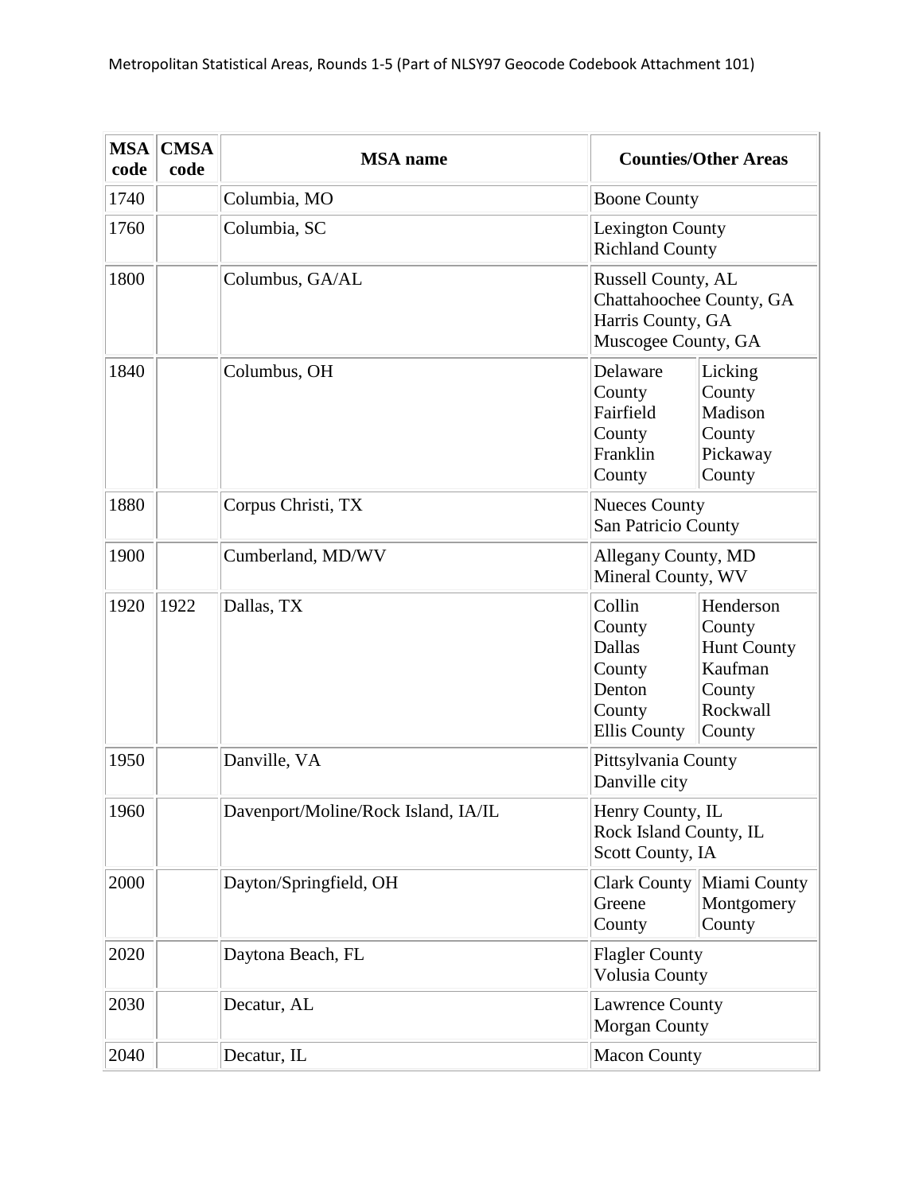| MSA code | CMSA code | MSA name | Counties/Other Areas |
|---|---|---|---|
| 1740 | | Columbia, MO | Boone County |
| 1760 | | Columbia, SC | Lexington County<br>Richland County |
| 1800 | | Columbus, GA/AL | Russell County, AL<br>Chattahoochee County, GA<br>Harris County, GA<br>Muscogee County, GA |
| 1840 | | Columbus, OH | Delaware County<br>Fairfield County<br>Franklin County<br>Licking County<br>Madison County<br>Pickaway County |
| 1880 | | Corpus Christi, TX | Nueces County<br>San Patricio County |
| 1900 | | Cumberland, MD/WV | Allegany County, MD<br>Mineral County, WV |
| 1920 | 1922 | Dallas, TX | Collin County<br>Dallas County<br>Denton County<br>Ellis County<br>Henderson County<br>Hunt County<br>Kaufman County<br>Rockwall County |
| 1950 | | Danville, VA | Pittsylvania County<br>Danville city |
| 1960 | | Davenport/Moline/Rock Island, IA/IL | Henry County, IL<br>Rock Island County, IL<br>Scott County, IA |
| 2000 | | Dayton/Springfield, OH | Clark County<br>Greene County<br>Miami County<br>Montgomery County |
| 2020 | | Daytona Beach, FL | Flagler County<br>Volusia County |
| 2030 | | Decatur, AL | Lawrence County<br>Morgan County |
| 2040 | | Decatur, IL | Macon County |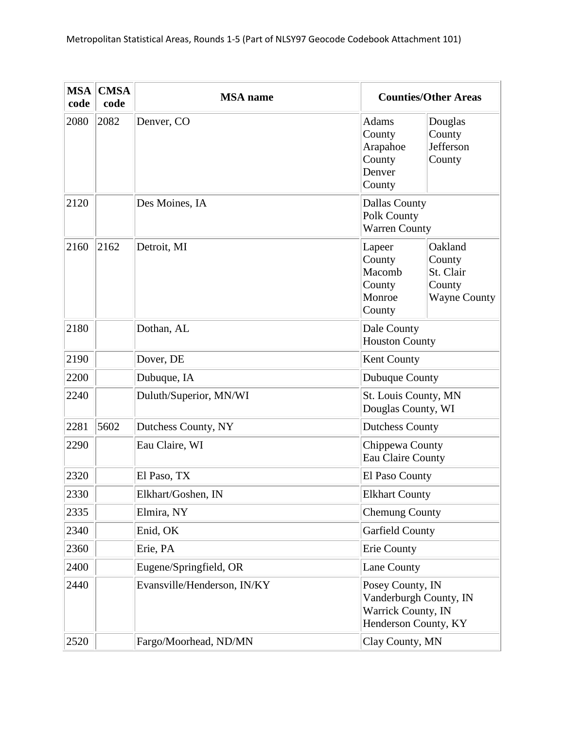| MSA code | CMSA code | MSA name | Counties/Other Areas |
|---|---|---|---|
| 2080 | 2082 | Denver, CO | Adams County, Arapahoe County, Denver County, Douglas County, Jefferson County |
| 2120 | | Des Moines, IA | Dallas County, Polk County, Warren County |
| 2160 | 2162 | Detroit, MI | Lapeer County, Macomb County, Monroe County, Oakland County, St. Clair County, Wayne County |
| 2180 | | Dothan, AL | Dale County, Houston County |
| 2190 | | Dover, DE | Kent County |
| 2200 | | Dubuque, IA | Dubuque County |
| 2240 | | Duluth/Superior, MN/WI | St. Louis County, MN, Douglas County, WI |
| 2281 | 5602 | Dutchess County, NY | Dutchess County |
| 2290 | | Eau Claire, WI | Chippewa County, Eau Claire County |
| 2320 | | El Paso, TX | El Paso County |
| 2330 | | Elkhart/Goshen, IN | Elkhart County |
| 2335 | | Elmira, NY | Chemung County |
| 2340 | | Enid, OK | Garfield County |
| 2360 | | Erie, PA | Erie County |
| 2400 | | Eugene/Springfield, OR | Lane County |
| 2440 | | Evansville/Henderson, IN/KY | Posey County, IN, Vanderburgh County, IN, Warrick County, IN, Henderson County, KY |
| 2520 | | Fargo/Moorhead, ND/MN | Clay County, MN |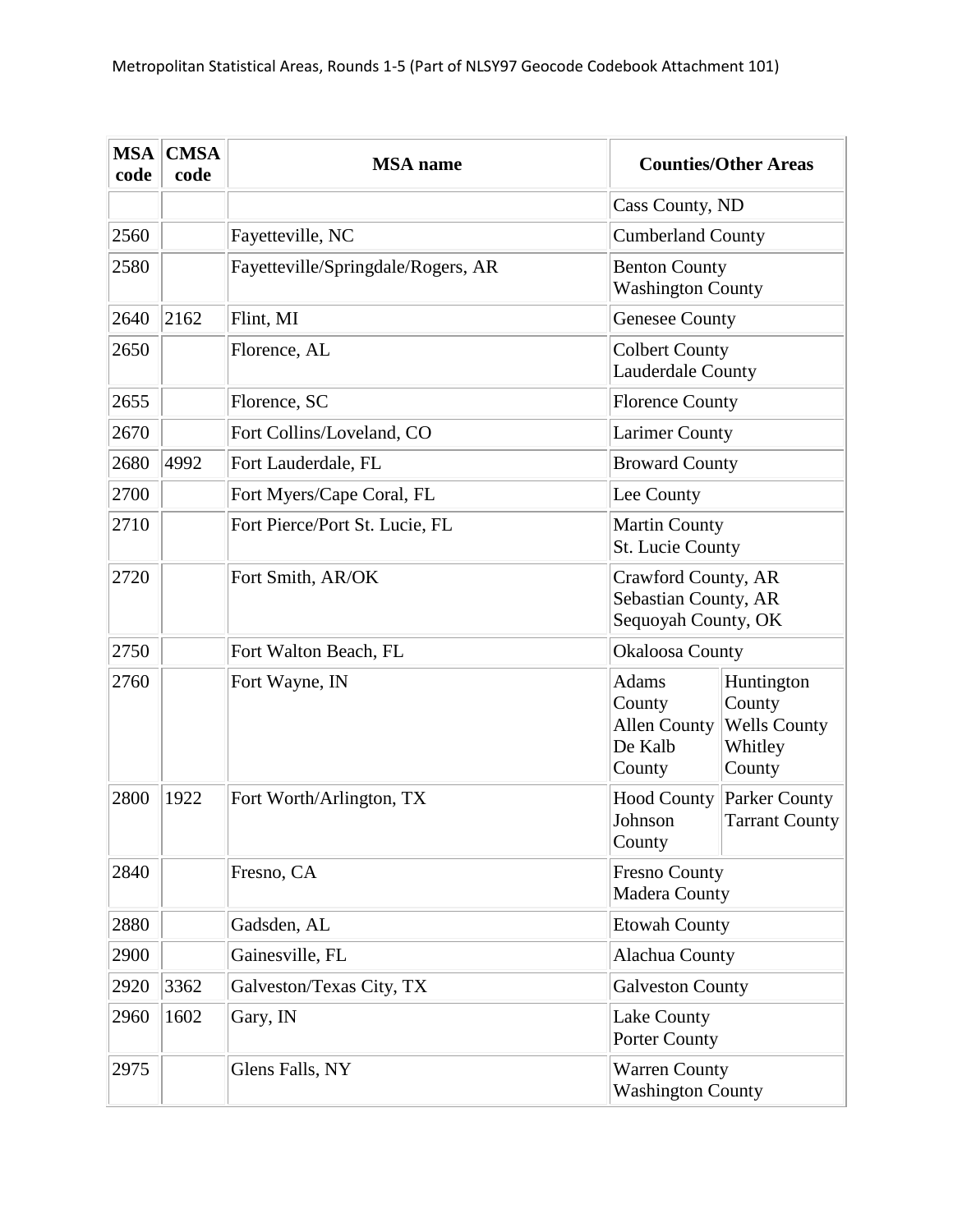| MSA code | CMSA code | MSA name | Counties/Other Areas |
|---|---|---|---|
| | | | Cass County, ND |
| 2560 | | Fayetteville, NC | Cumberland County |
| 2580 | | Fayetteville/Springdale/Rogers, AR | Benton County<br>Washington County |
| 2640 | 2162 | Flint, MI | Genesee County |
| 2650 | | Florence, AL | Colbert County<br>Lauderdale County |
| 2655 | | Florence, SC | Florence County |
| 2670 | | Fort Collins/Loveland, CO | Larimer County |
| 2680 | 4992 | Fort Lauderdale, FL | Broward County |
| 2700 | | Fort Myers/Cape Coral, FL | Lee County |
| 2710 | | Fort Pierce/Port St. Lucie, FL | Martin County<br>St. Lucie County |
| 2720 | | Fort Smith, AR/OK | Crawford County, AR<br>Sebastian County, AR<br>Sequoyah County, OK |
| 2750 | | Fort Walton Beach, FL | Okaloosa County |
| 2760 | | Fort Wayne, IN | Adams County<br>Allen County<br>De Kalb County<br>Huntington County<br>Wells County<br>Whitley County |
| 2800 | 1922 | Fort Worth/Arlington, TX | Hood County<br>Johnson County<br>Parker County<br>Tarrant County |
| 2840 | | Fresno, CA | Fresno County<br>Madera County |
| 2880 | | Gadsden, AL | Etowah County |
| 2900 | | Gainesville, FL | Alachua County |
| 2920 | 3362 | Galveston/Texas City, TX | Galveston County |
| 2960 | 1602 | Gary, IN | Lake County<br>Porter County |
| 2975 | | Glens Falls, NY | Warren County<br>Washington County |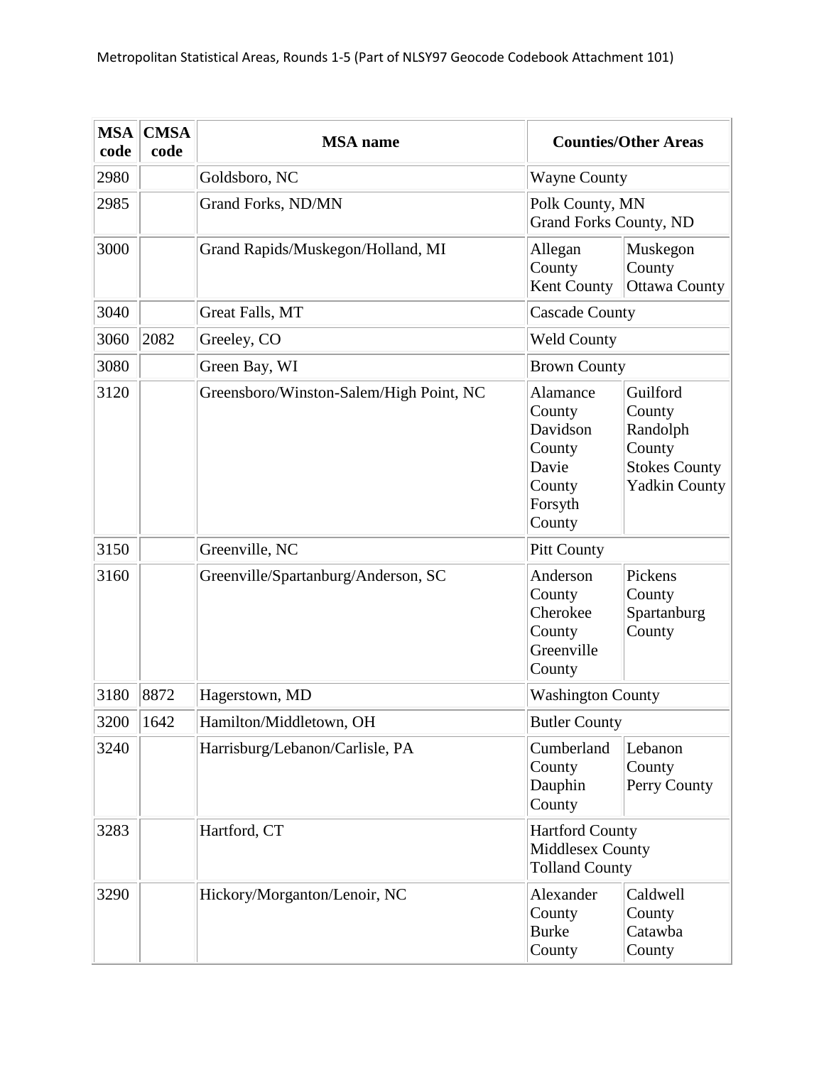| MSA code | CMSA code | MSA name | Counties/Other Areas | |
|---|---|---|---|---|
| 2980 | | Goldsboro, NC | Wayne County | |
| 2985 | | Grand Forks, ND/MN | Polk County, MN<br>Grand Forks County, ND | |
| 3000 | | Grand Rapids/Muskegon/Holland, MI | Allegan County<br>Kent County | Muskegon County<br>Ottawa County |
| 3040 | | Great Falls, MT | Cascade County | |
| 3060 | 2082 | Greeley, CO | Weld County | |
| 3080 | | Green Bay, WI | Brown County | |
| 3120 | | Greensboro/Winston-Salem/High Point, NC | Alamance County<br>Davidson County<br>Davie County<br>Forsyth County | Guilford County<br>Randolph County<br>Stokes County<br>Yadkin County |
| 3150 | | Greenville, NC | Pitt County | |
| 3160 | | Greenville/Spartanburg/Anderson, SC | Anderson County<br>Cherokee County<br>Greenville County | Pickens County<br>Spartanburg County |
| 3180 | 8872 | Hagerstown, MD | Washington County | |
| 3200 | 1642 | Hamilton/Middletown, OH | Butler County | |
| 3240 | | Harrisburg/Lebanon/Carlisle, PA | Cumberland County<br>Dauphin County | Lebanon County<br>Perry County |
| 3283 | | Hartford, CT | Hartford County<br>Middlesex County<br>Tolland County | |
| 3290 | | Hickory/Morganton/Lenoir, NC | Alexander County<br>Burke County | Caldwell County<br>Catawba County |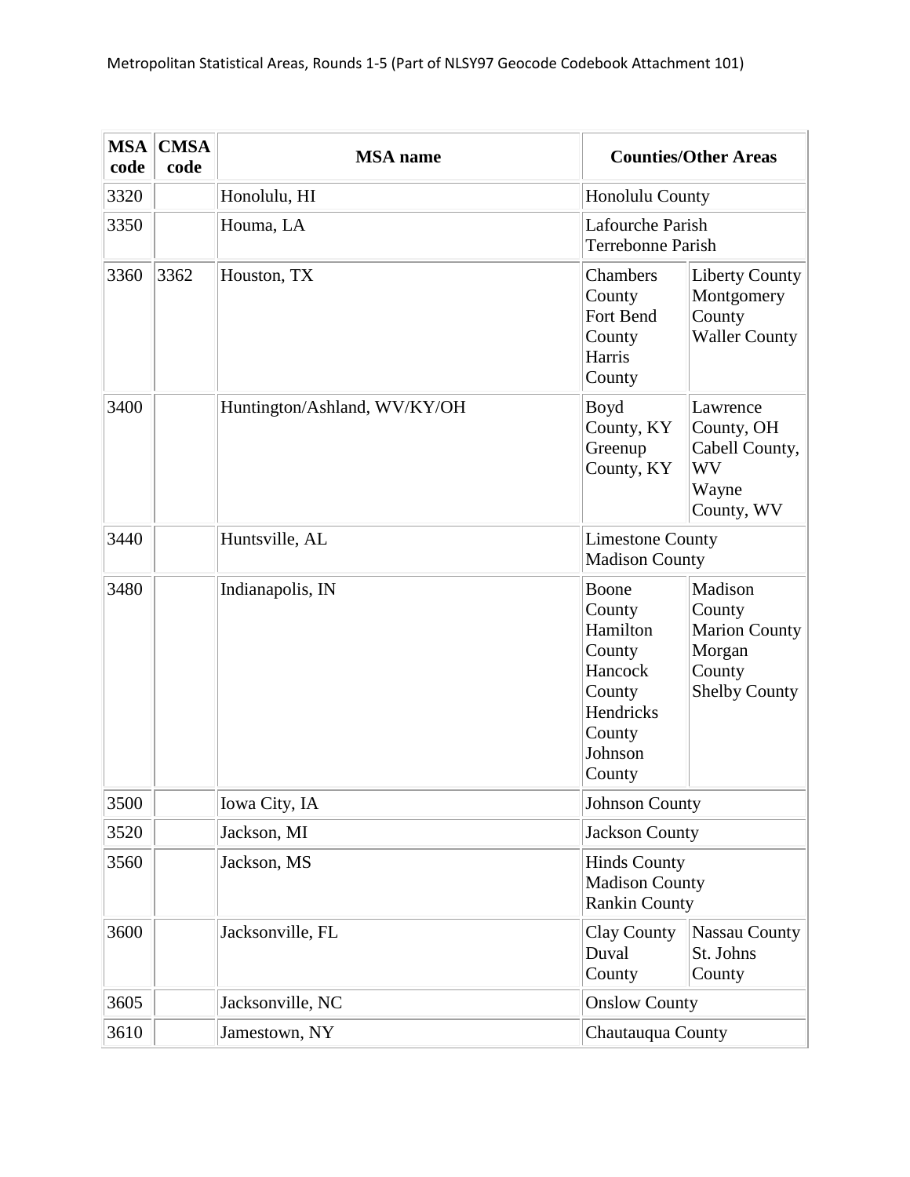| MSA code | CMSA code | MSA name | Counties/Other Areas |
|---|---|---|---|
| 3320 | | Honolulu, HI | Honolulu County |
| 3350 | | Houma, LA | Lafourche Parish<br>Terrebonne Parish |
| 3360 | 3362 | Houston, TX | Chambers County<br>Fort Bend County<br>Harris County<br>Liberty County<br>Montgomery County<br>Waller County |
| 3400 | | Huntington/Ashland, WV/KY/OH | Boyd County, KY<br>Greenup County, KY<br>Lawrence County, OH<br>Cabell County, WV<br>Wayne County, WV |
| 3440 | | Huntsville, AL | Limestone County<br>Madison County |
| 3480 | | Indianapolis, IN | Boone County<br>Hamilton County<br>Hancock County<br>Hendricks County<br>Johnson County<br>Madison County<br>Marion County<br>Morgan County<br>Shelby County |
| 3500 | | Iowa City, IA | Johnson County |
| 3520 | | Jackson, MI | Jackson County |
| 3560 | | Jackson, MS | Hinds County<br>Madison County<br>Rankin County |
| 3600 | | Jacksonville, FL | Clay County<br>Duval County<br>Nassau County<br>St. Johns County |
| 3605 | | Jacksonville, NC | Onslow County |
| 3610 | | Jamestown, NY | Chautauqua County |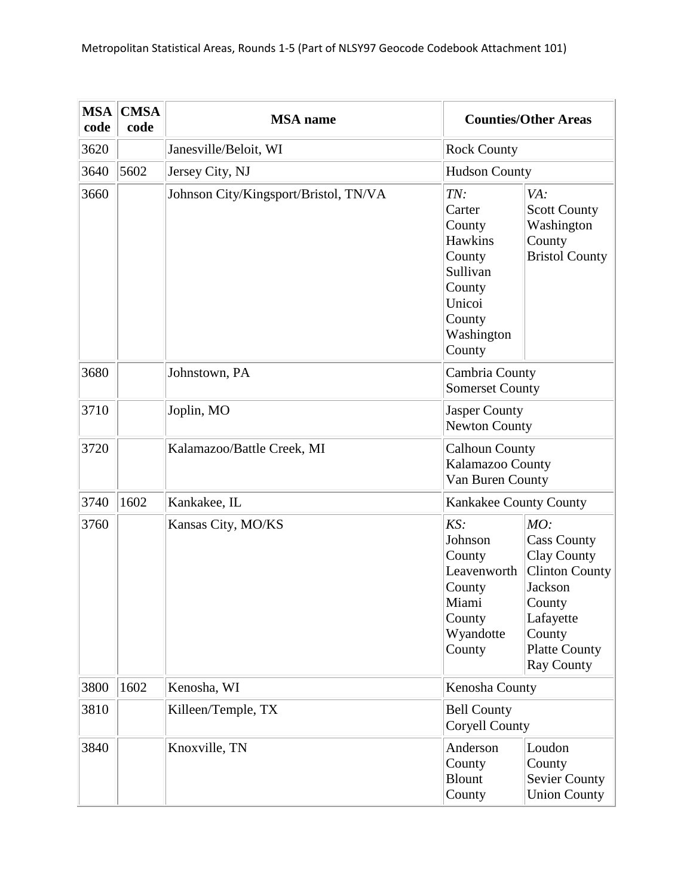Metropolitan Statistical Areas, Rounds 1-5 (Part of NLSY97 Geocode Codebook Attachment 101)

| MSA code | CMSA code | MSA name | Counties/Other Areas | |
|---|---|---|---|---|
| 3620 | | Janesville/Beloit, WI | Rock County | |
| 3640 | 5602 | Jersey City, NJ | Hudson County | |
| 3660 | | Johnson City/Kingsport/Bristol, TN/VA | *TN:*<br>Carter County<br>Hawkins County<br>Sullivan County<br>Unicoi County<br>Washington County | *VA:*<br>Scott County<br>Washington County<br>Bristol County |
| 3680 | | Johnstown, PA | Cambria County<br>Somerset County | |
| 3710 | | Joplin, MO | Jasper County<br>Newton County | |
| 3720 | | Kalamazoo/Battle Creek, MI | Calhoun County<br>Kalamazoo County<br>Van Buren County | |
| 3740 | 1602 | Kankakee, IL | Kankakee County County | |
| 3760 | | Kansas City, MO/KS | *KS:*<br>Johnson County<br>Leavenworth County<br>Miami County<br>Wyandotte County | *MO:*<br>Cass County<br>Clay County<br>Clinton County<br>Jackson County<br>Lafayette County<br>Platte County<br>Ray County |
| 3800 | 1602 | Kenosha, WI | Kenosha County | |
| 3810 | | Killeen/Temple, TX | Bell County<br>Coryell County | |
| 3840 | | Knoxville, TN | Anderson County<br>Blount County | Loudon County<br>Sevier County<br>Union County |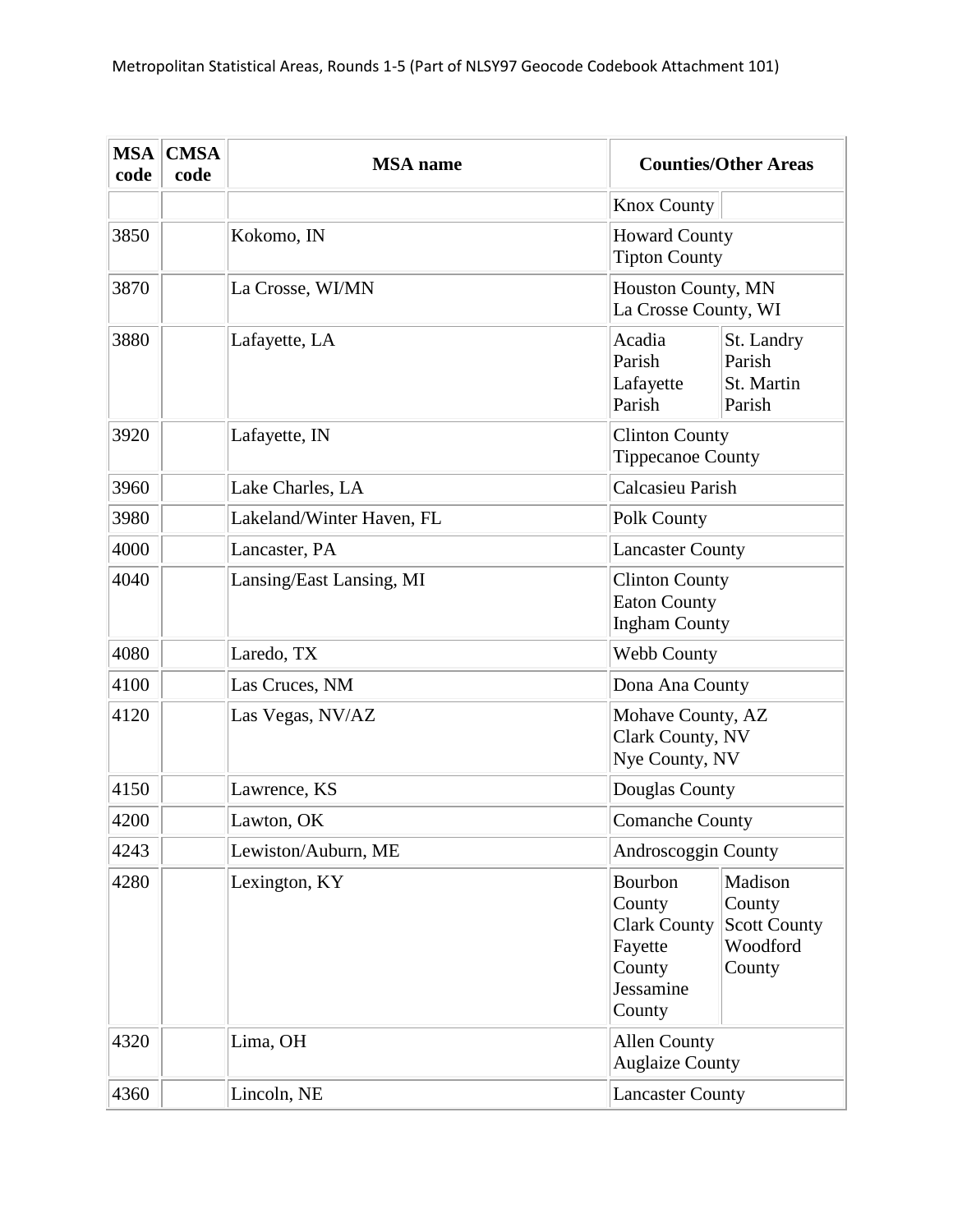| MSA code | CMSA code | MSA name | Counties/Other Areas |
| --- | --- | --- | --- |
| | | | Knox County |
| 3850 | | Kokomo, IN | Howard County<br>Tipton County |
| 3870 | | La Crosse, WI/MN | Houston County, MN<br>La Crosse County, WI |
| 3880 | | Lafayette, LA | Acadia Parish<br>Lafayette Parish<br>St. Landry Parish<br>St. Martin Parish |
| 3920 | | Lafayette, IN | Clinton County<br>Tippecanoe County |
| 3960 | | Lake Charles, LA | Calcasieu Parish |
| 3980 | | Lakeland/Winter Haven, FL | Polk County |
| 4000 | | Lancaster, PA | Lancaster County |
| 4040 | | Lansing/East Lansing, MI | Clinton County<br>Eaton County<br>Ingham County |
| 4080 | | Laredo, TX | Webb County |
| 4100 | | Las Cruces, NM | Dona Ana County |
| 4120 | | Las Vegas, NV/AZ | Mohave County, AZ<br>Clark County, NV<br>Nye County, NV |
| 4150 | | Lawrence, KS | Douglas County |
| 4200 | | Lawton, OK | Comanche County |
| 4243 | | Lewiston/Auburn, ME | Androscoggin County |
| 4280 | | Lexington, KY | Bourbon County<br>Clark County<br>Fayette County<br>Jessamine County<br>Madison County<br>Scott County<br>Woodford County |
| 4320 | | Lima, OH | Allen County<br>Auglaize County |
| 4360 | | Lincoln, NE | Lancaster County |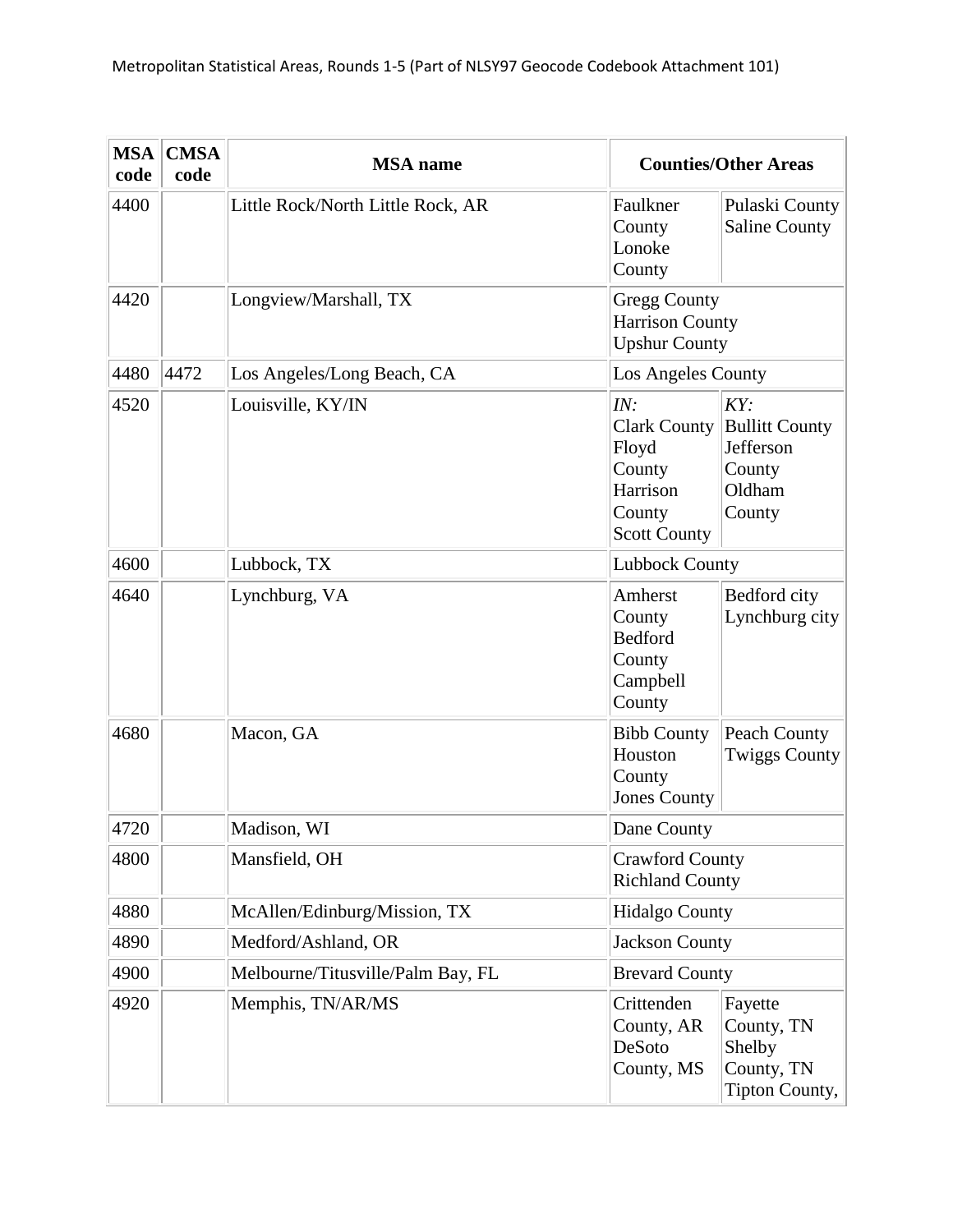| MSA code | CMSA code | MSA name | Counties/Other Areas | |
|---|---|---|---|---|
| 4400 | | Little Rock/North Little Rock, AR | Faulkner County<br>Lonoke County | Pulaski County<br>Saline County |
| 4420 | | Longview/Marshall, TX | Gregg County<br>Harrison County<br>Upshur County | |
| 4480 | 4472 | Los Angeles/Long Beach, CA | Los Angeles County | |
| 4520 | | Louisville, KY/IN | *IN:*<br>Clark County<br>Floyd County<br>Harrison County<br>Scott County | *KY:*<br>Bullitt County<br>Jefferson County<br>Oldham County |
| 4600 | | Lubbock, TX | Lubbock County | |
| 4640 | | Lynchburg, VA | Amherst County<br>Bedford County<br>Campbell County | Bedford city<br>Lynchburg city |
| 4680 | | Macon, GA | Bibb County<br>Houston County<br>Jones County | Peach County<br>Twiggs County |
| 4720 | | Madison, WI | Dane County | |
| 4800 | | Mansfield, OH | Crawford County<br>Richland County | |
| 4880 | | McAllen/Edinburg/Mission, TX | Hidalgo County | |
| 4890 | | Medford/Ashland, OR | Jackson County | |
| 4900 | | Melbourne/Titusville/Palm Bay, FL | Brevard County | |
| 4920 | | Memphis, TN/AR/MS | Crittenden County, AR<br>DeSoto County, MS | Fayette County, TN<br>Shelby County, TN<br>Tipton County, |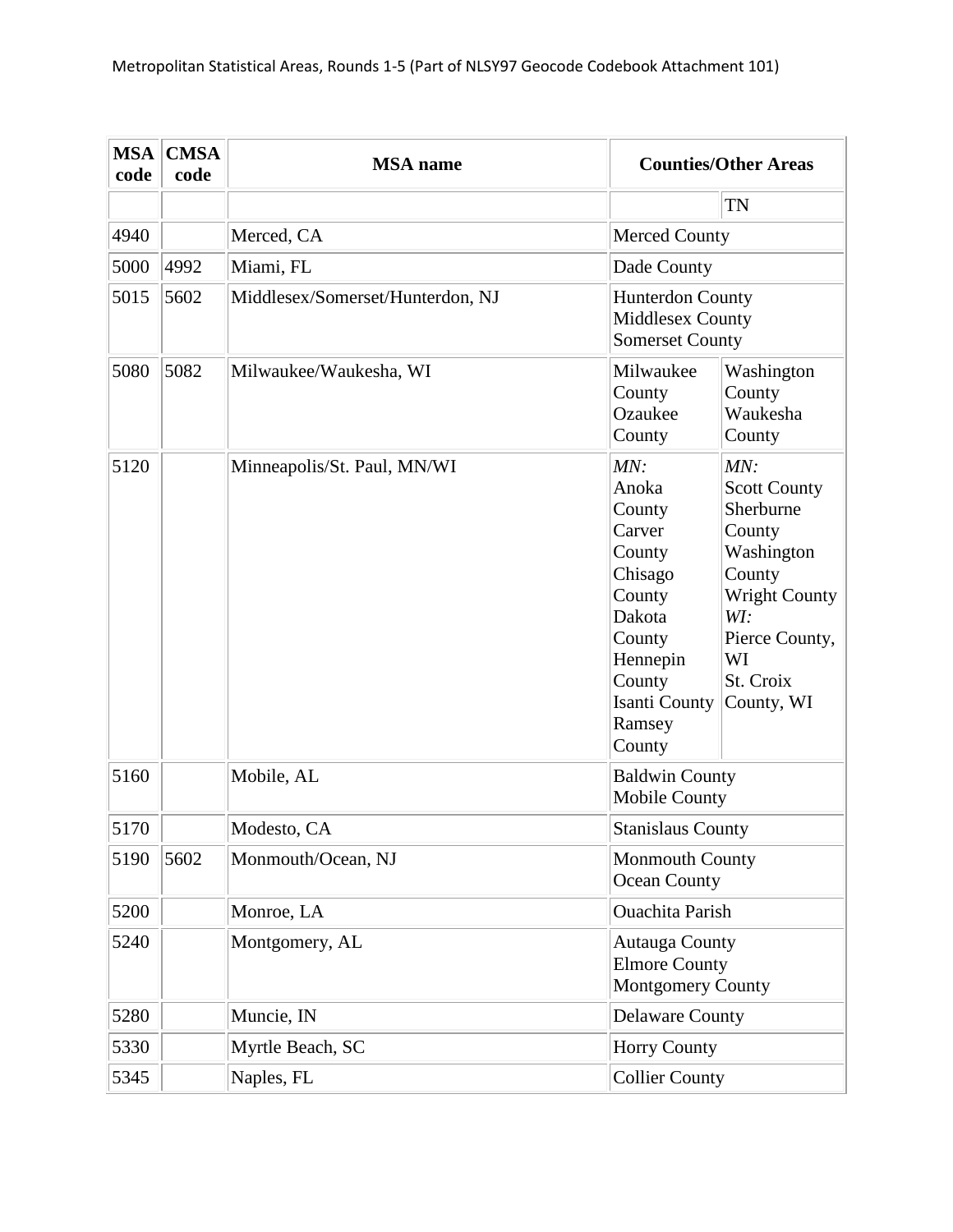| MSA code | CMSA code | MSA name | Counties/Other Areas | |
|---|---|---|---|---|
| | | | | TN |
| 4940 | | Merced, CA | Merced County | |
| 5000 | 4992 | Miami, FL | Dade County | |
| 5015 | 5602 | Middlesex/Somerset/Hunterdon, NJ | Hunterdon County<br>Middlesex County<br>Somerset County | |
| 5080 | 5082 | Milwaukee/Waukesha, WI | Milwaukee County<br>Ozaukee County | Washington County<br>Waukesha County |
| 5120 | | Minneapolis/St. Paul, MN/WI | *MN:*<br>Anoka County<br>Carver County<br>Chisago County<br>Dakota County<br>Hennepin County<br>Isanti County<br>Ramsey County | *MN:*<br>Scott County<br>Sherburne County<br>Washington County<br>Wright County<br>*WI:*<br>Pierce County, WI<br>St. Croix County, WI |
| 5160 | | Mobile, AL | Baldwin County<br>Mobile County | |
| 5170 | | Modesto, CA | Stanislaus County | |
| 5190 | 5602 | Monmouth/Ocean, NJ | Monmouth County<br>Ocean County | |
| 5200 | | Monroe, LA | Ouachita Parish | |
| 5240 | | Montgomery, AL | Autauga County<br>Elmore County<br>Montgomery County | |
| 5280 | | Muncie, IN | Delaware County | |
| 5330 | | Myrtle Beach, SC | Horry County | |
| 5345 | | Naples, FL | Collier County | |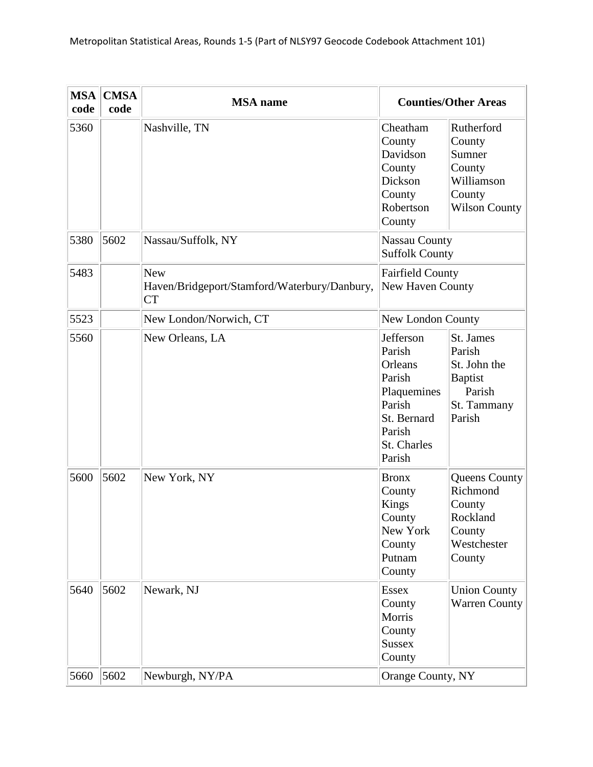| MSA code | CMSA code | MSA name | Counties/Other Areas | |
|---|---|---|---|---|
| 5360 | | Nashville, TN | Cheatham County<br>Davidson County<br>Dickson County<br>Robertson County | Rutherford County<br>Sumner County<br>Williamson County<br>Wilson County |
| 5380 | 5602 | Nassau/Suffolk, NY | Nassau County<br>Suffolk County | |
| 5483 | | New Haven/Bridgeport/Stamford/Waterbury/Danbury, CT | Fairfield County<br>New Haven County | |
| 5523 | | New London/Norwich, CT | New London County | |
| 5560 | | New Orleans, LA | Jefferson Parish<br>Orleans Parish<br>Plaquemines Parish<br>St. Bernard Parish<br>St. Charles Parish | St. James Parish<br>St. John the Baptist Parish<br>St. Tammany Parish |
| 5600 | 5602 | New York, NY | Bronx County<br>Kings County<br>New York County<br>Putnam County | Queens County<br>Richmond County<br>Rockland County<br>Westchester County |
| 5640 | 5602 | Newark, NJ | Essex County<br>Morris County<br>Sussex County | Union County<br>Warren County |
| 5660 | 5602 | Newburgh, NY/PA | Orange County, NY | |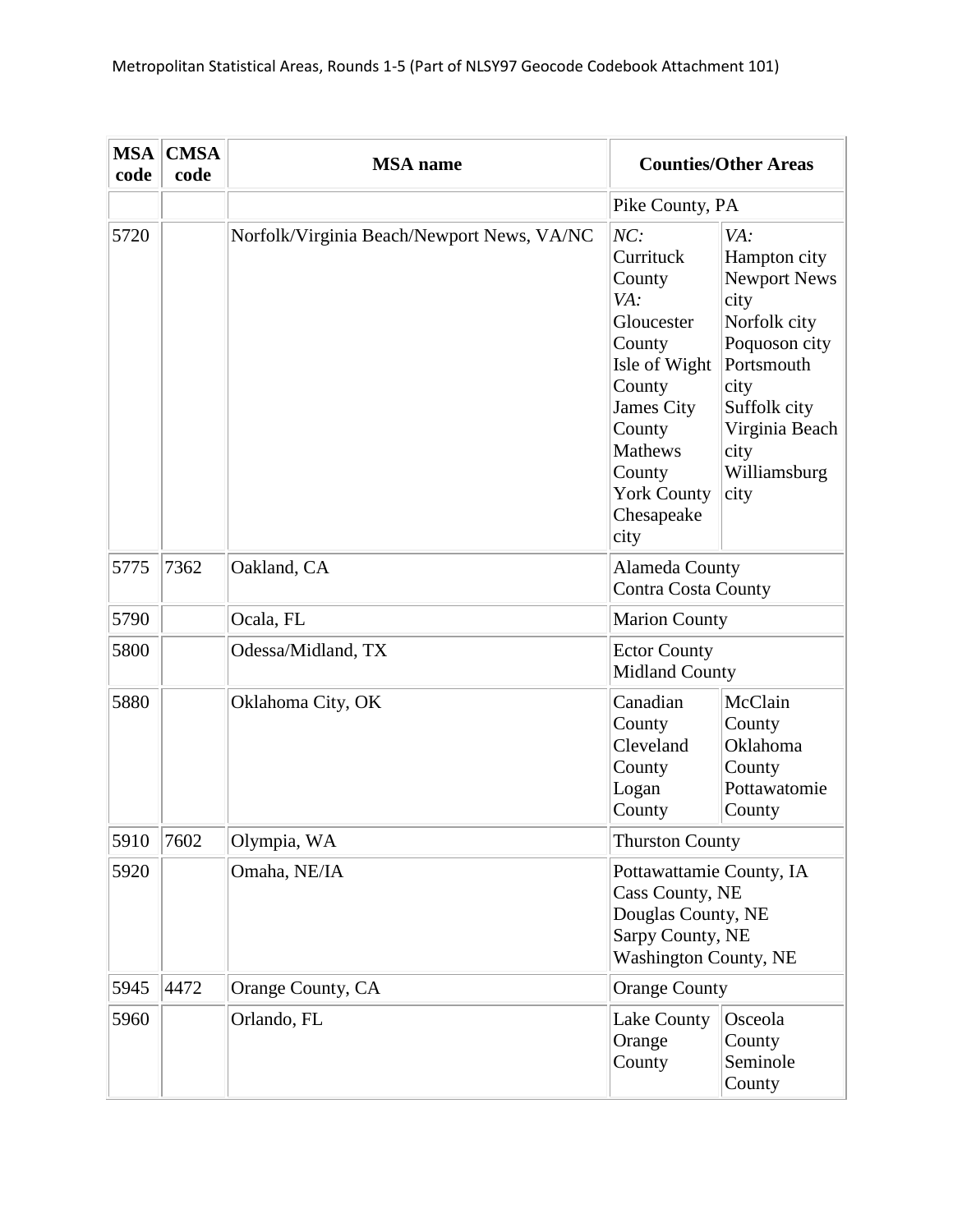| MSA code | CMSA code | MSA name | Counties/Other Areas | |
|---|---|---|---|---|
| | | | Pike County, PA | |
| 5720 | | Norfolk/Virginia Beach/Newport News, VA/NC | *NC:* Currituck County *VA:* Gloucester County Isle of Wight County James City County Mathews County York County Chesapeake city | *VA:* Hampton city Newport News city Norfolk city Poquoson city Portsmouth city Suffolk city Virginia Beach city Williamsburg city |
| 5775 | 7362 | Oakland, CA | Alameda County Contra Costa County | |
| 5790 | | Ocala, FL | Marion County | |
| 5800 | | Odessa/Midland, TX | Ector County Midland County | |
| 5880 | | Oklahoma City, OK | Canadian County Cleveland County Logan County | McClain County Oklahoma County Pottawatomie County |
| 5910 | 7602 | Olympia, WA | Thurston County | |
| 5920 | | Omaha, NE/IA | Pottawattamie County, IA Cass County, NE Douglas County, NE Sarpy County, NE Washington County, NE | |
| 5945 | 4472 | Orange County, CA | Orange County | |
| 5960 | | Orlando, FL | Lake County Orange County | Osceola County Seminole County |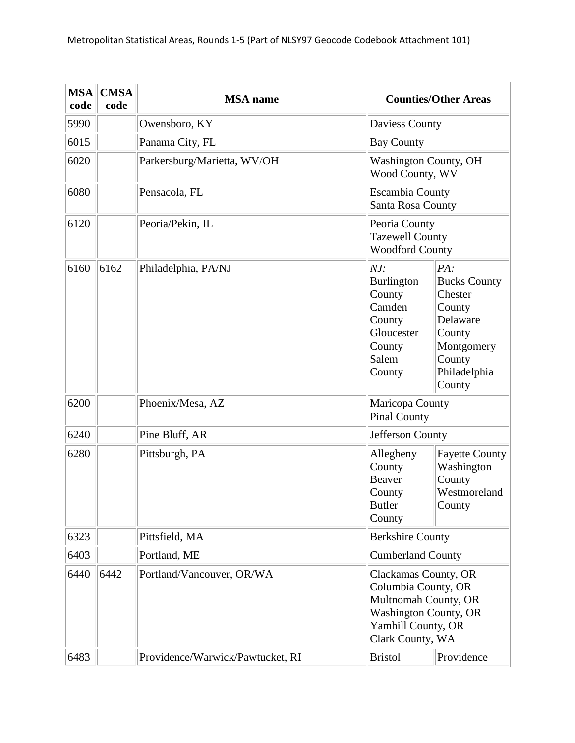| MSA code | CMSA code | MSA name | Counties/Other Areas | |
|---|---|---|---|---|
| 5990 | | Owensboro, KY | Daviess County | |
| 6015 | | Panama City, FL | Bay County | |
| 6020 | | Parkersburg/Marietta, WV/OH | Washington County, OH<br>Wood County, WV | |
| 6080 | | Pensacola, FL | Escambia County<br>Santa Rosa County | |
| 6120 | | Peoria/Pekin, IL | Peoria County<br>Tazewell County<br>Woodford County | |
| 6160 | 6162 | Philadelphia, PA/NJ | *NJ:*<br>Burlington County<br>Camden County<br>Gloucester County<br>Salem County | *PA:*<br>Bucks County<br>Chester County<br>Delaware County<br>Montgomery County<br>Philadelphia County |
| 6200 | | Phoenix/Mesa, AZ | Maricopa County<br>Pinal County | |
| 6240 | | Pine Bluff, AR | Jefferson County | |
| 6280 | | Pittsburgh, PA | Allegheny County<br>Beaver County<br>Butler County | Fayette County<br>Washington County<br>Westmoreland County |
| 6323 | | Pittsfield, MA | Berkshire County | |
| 6403 | | Portland, ME | Cumberland County | |
| 6440 | 6442 | Portland/Vancouver, OR/WA | Clackamas County, OR<br>Columbia County, OR<br>Multnomah County, OR<br>Washington County, OR<br>Yamhill County, OR<br>Clark County, WA | |
| 6483 | | Providence/Warwick/Pawtucket, RI | Bristol | Providence |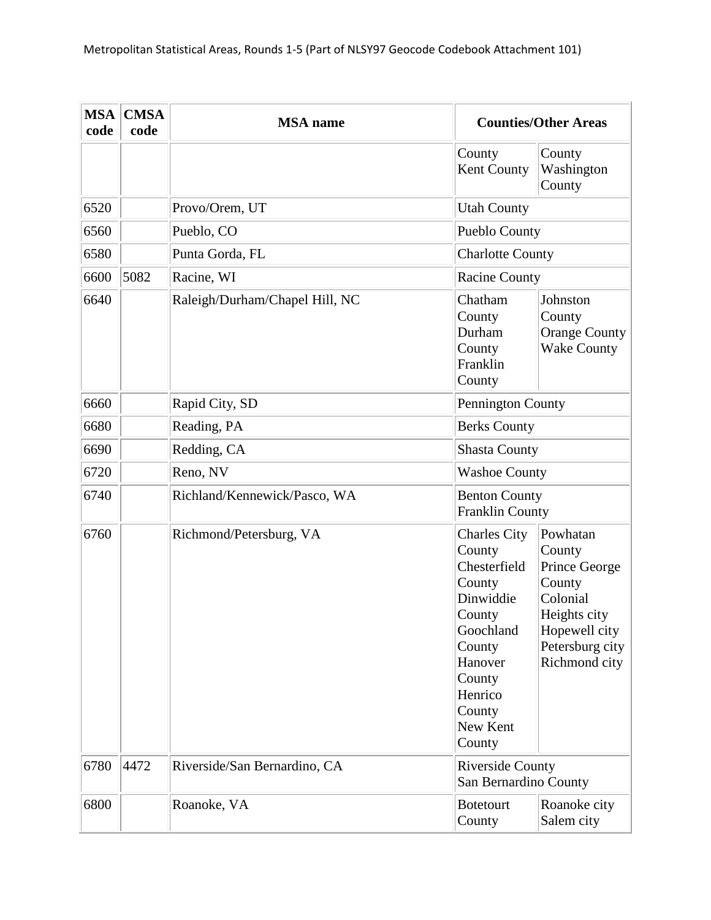| MSA code | CMSA code | MSA name | Counties/Other Areas | |
|---|---|---|---|---|
| | | | County<br>Kent County | County<br>Washington County |
| 6520 | | Provo/Orem, UT | Utah County | |
| 6560 | | Pueblo, CO | Pueblo County | |
| 6580 | | Punta Gorda, FL | Charlotte County | |
| 6600 | 5082 | Racine, WI | Racine County | |
| 6640 | | Raleigh/Durham/Chapel Hill, NC | Chatham County<br>Durham County<br>Franklin County | Johnston County<br>Orange County<br>Wake County |
| 6660 | | Rapid City, SD | Pennington County | |
| 6680 | | Reading, PA | Berks County | |
| 6690 | | Redding, CA | Shasta County | |
| 6720 | | Reno, NV | Washoe County | |
| 6740 | | Richland/Kennewick/Pasco, WA | Benton County<br>Franklin County | |
| 6760 | | Richmond/Petersburg, VA | Charles City County<br>Chesterfield County<br>Dinwiddie County<br>Goochland County<br>Hanover County<br>Henrico County<br>New Kent County | Powhatan County<br>Prince George County<br>Colonial Heights city<br>Hopewell city<br>Petersburg city<br>Richmond city |
| 6780 | 4472 | Riverside/San Bernardino, CA | Riverside County<br>San Bernardino County | |
| 6800 | | Roanoke, VA | Botetourt County | Roanoke city<br>Salem city |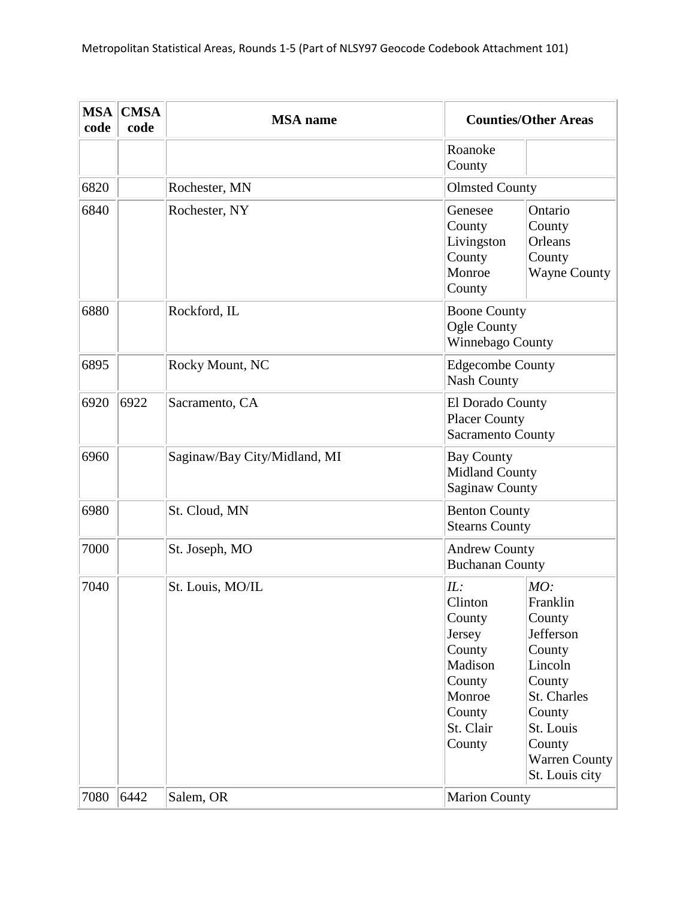| MSA code | CMSA code | MSA name | Counties/Other Areas | |
|---|---|---|---|---|
| | | | Roanoke County | |
| 6820 | | Rochester, MN | Olmsted County | |
| 6840 | | Rochester, NY | Genesee County<br>Livingston County<br>Monroe County | Ontario County<br>Orleans County<br>Wayne County |
| 6880 | | Rockford, IL | Boone County<br>Ogle County<br>Winnebago County | |
| 6895 | | Rocky Mount, NC | Edgecombe County<br>Nash County | |
| 6920 | 6922 | Sacramento, CA | El Dorado County<br>Placer County<br>Sacramento County | |
| 6960 | | Saginaw/Bay City/Midland, MI | Bay County<br>Midland County<br>Saginaw County | |
| 6980 | | St. Cloud, MN | Benton County<br>Stearns County | |
| 7000 | | St. Joseph, MO | Andrew County<br>Buchanan County | |
| 7040 | | St. Louis, MO/IL | *IL:*<br>Clinton County<br>Jersey County<br>Madison County<br>Monroe County<br>St. Clair County | *MO:*<br>Franklin County<br>Jefferson County<br>Lincoln County<br>St. Charles County<br>St. Louis County<br>Warren County<br>St. Louis city |
| 7080 | 6442 | Salem, OR | Marion County | |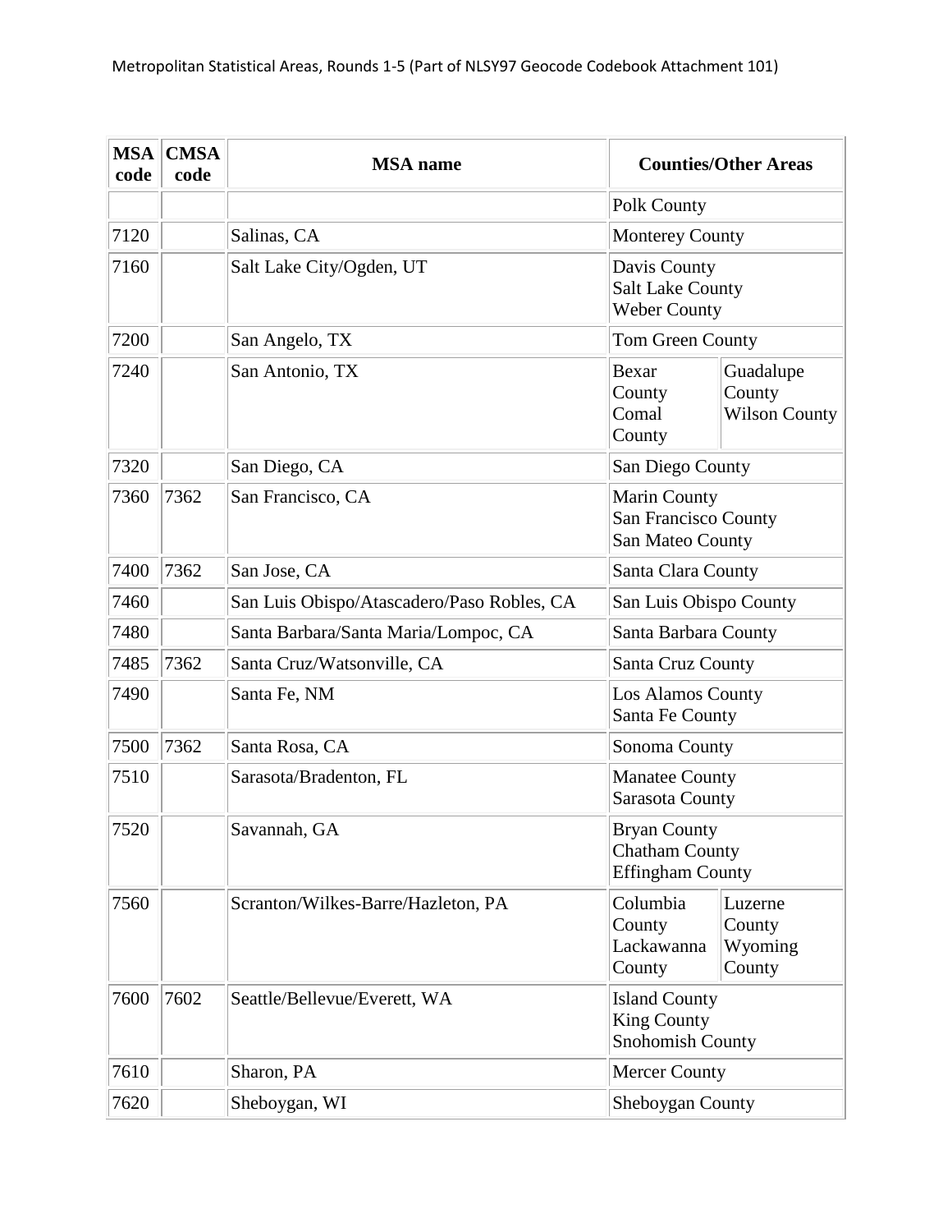| MSA code | CMSA code | MSA name | Counties/Other Areas |
|---|---|---|---|
| | | | Polk County |
| 7120 | | Salinas, CA | Monterey County |
| 7160 | | Salt Lake City/Ogden, UT | Davis County<br>Salt Lake County<br>Weber County |
| 7200 | | San Angelo, TX | Tom Green County |
| 7240 | | San Antonio, TX | Bexar County<br>Comal County<br>Guadalupe County<br>Wilson County |
| 7320 | | San Diego, CA | San Diego County |
| 7360 | 7362 | San Francisco, CA | Marin County<br>San Francisco County<br>San Mateo County |
| 7400 | 7362 | San Jose, CA | Santa Clara County |
| 7460 | | San Luis Obispo/Atascadero/Paso Robles, CA | San Luis Obispo County |
| 7480 | | Santa Barbara/Santa Maria/Lompoc, CA | Santa Barbara County |
| 7485 | 7362 | Santa Cruz/Watsonville, CA | Santa Cruz County |
| 7490 | | Santa Fe, NM | Los Alamos County<br>Santa Fe County |
| 7500 | 7362 | Santa Rosa, CA | Sonoma County |
| 7510 | | Sarasota/Bradenton, FL | Manatee County<br>Sarasota County |
| 7520 | | Savannah, GA | Bryan County<br>Chatham County<br>Effingham County |
| 7560 | | Scranton/Wilkes-Barre/Hazleton, PA | Columbia County<br>Lackawanna County<br>Luzerne County<br>Wyoming County |
| 7600 | 7602 | Seattle/Bellevue/Everett, WA | Island County<br>King County<br>Snohomish County |
| 7610 | | Sharon, PA | Mercer County |
| 7620 | | Sheboygan, WI | Sheboygan County |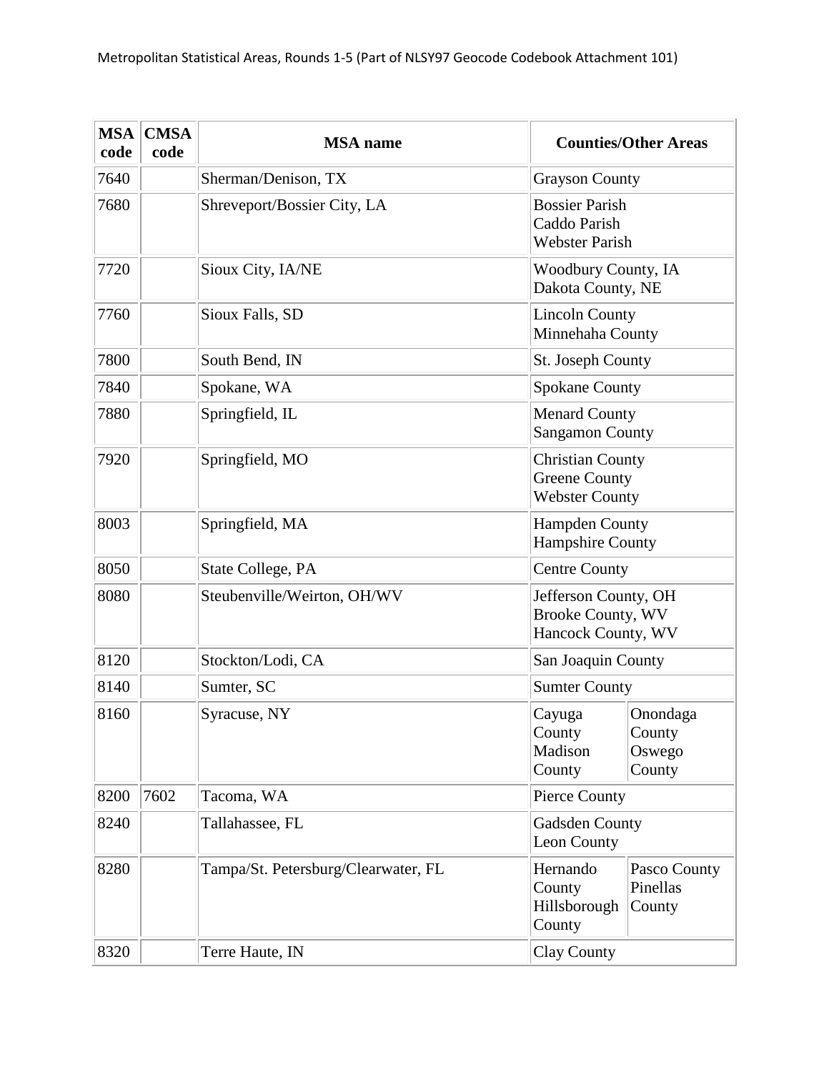Metropolitan Statistical Areas, Rounds 1-5 (Part of NLSY97 Geocode Codebook Attachment 101)

| MSA code | CMSA code | MSA name | Counties/Other Areas |
|---|---|---|---|
| 7640 | | Sherman/Denison, TX | Grayson County |
| 7680 | | Shreveport/Bossier City, LA | Bossier Parish<br>Caddo Parish<br>Webster Parish |
| 7720 | | Sioux City, IA/NE | Woodbury County, IA<br>Dakota County, NE |
| 7760 | | Sioux Falls, SD | Lincoln County<br>Minnehaha County |
| 7800 | | South Bend, IN | St. Joseph County |
| 7840 | | Spokane, WA | Spokane County |
| 7880 | | Springfield, IL | Menard County<br>Sangamon County |
| 7920 | | Springfield, MO | Christian County<br>Greene County<br>Webster County |
| 8003 | | Springfield, MA | Hampden County<br>Hampshire County |
| 8050 | | State College, PA | Centre County |
| 8080 | | Steubenville/Weirton, OH/WV | Jefferson County, OH<br>Brooke County, WV<br>Hancock County, WV |
| 8120 | | Stockton/Lodi, CA | San Joaquin County |
| 8140 | | Sumter, SC | Sumter County |
| 8160 | | Syracuse, NY | Cayuga County<br>Madison County<br>Onondaga County<br>Oswego County |
| 8200 | 7602 | Tacoma, WA | Pierce County |
| 8240 | | Tallahassee, FL | Gadsden County<br>Leon County |
| 8280 | | Tampa/St. Petersburg/Clearwater, FL | Hernando County<br>Hillsborough County<br>Pasco County<br>Pinellas County |
| 8320 | | Terre Haute, IN | Clay County |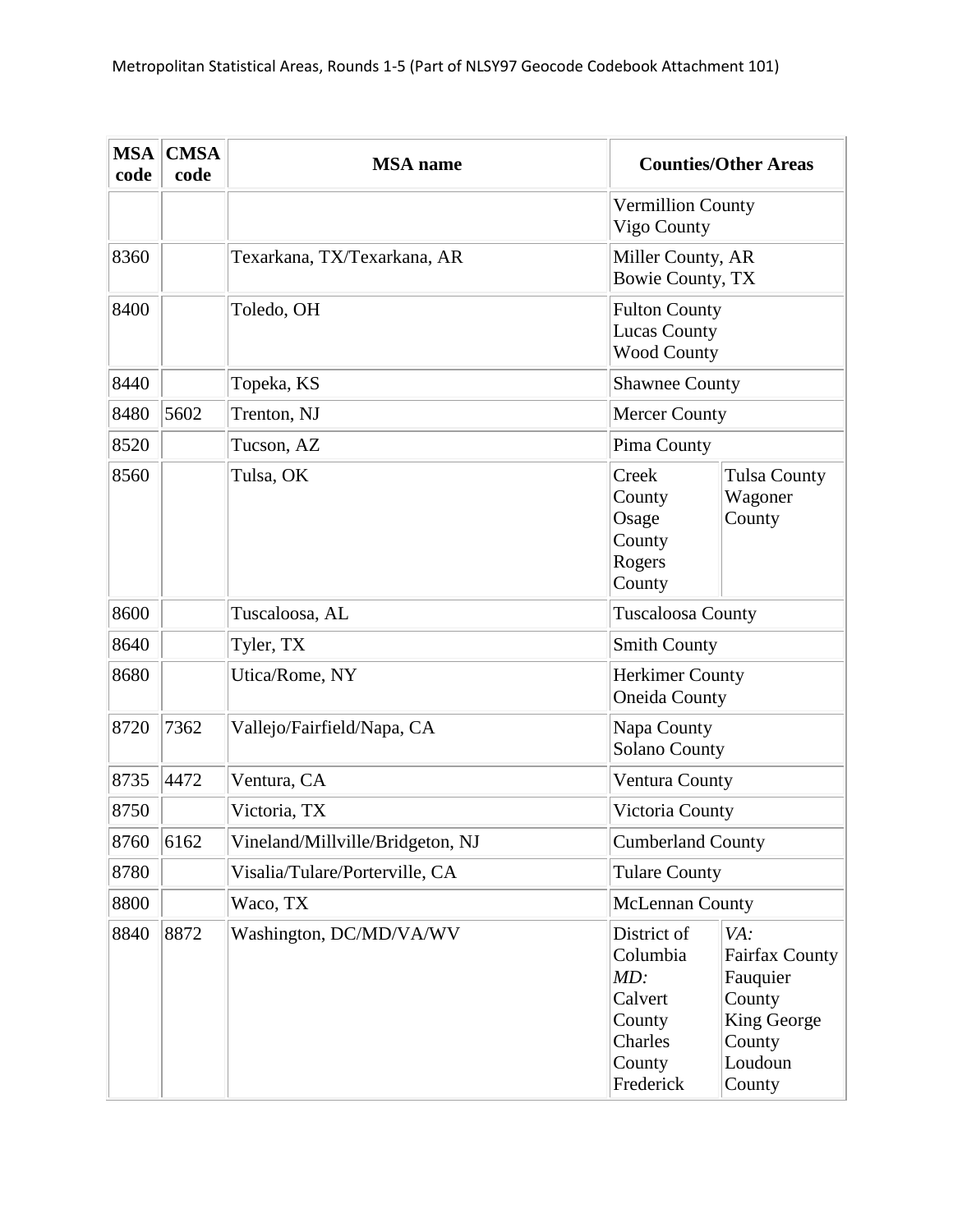| MSA code | CMSA code | MSA name | Counties/Other Areas |
| --- | --- | --- | --- |
| | | | Vermillion County<br>Vigo County |
| 8360 | | Texarkana, TX/Texarkana, AR | Miller County, AR<br>Bowie County, TX |
| 8400 | | Toledo, OH | Fulton County<br>Lucas County<br>Wood County |
| 8440 | | Topeka, KS | Shawnee County |
| 8480 | 5602 | Trenton, NJ | Mercer County |
| 8520 | | Tucson, AZ | Pima County |
| 8560 | | Tulsa, OK | Creek County<br>Osage County<br>Rogers County<br>Tulsa County<br>Wagoner County |
| 8600 | | Tuscaloosa, AL | Tuscaloosa County |
| 8640 | | Tyler, TX | Smith County |
| 8680 | | Utica/Rome, NY | Herkimer County<br>Oneida County |
| 8720 | 7362 | Vallejo/Fairfield/Napa, CA | Napa County<br>Solano County |
| 8735 | 4472 | Ventura, CA | Ventura County |
| 8750 | | Victoria, TX | Victoria County |
| 8760 | 6162 | Vineland/Millville/Bridgeton, NJ | Cumberland County |
| 8780 | | Visalia/Tulare/Porterville, CA | Tulare County |
| 8800 | | Waco, TX | McLennan County |
| 8840 | 8872 | Washington, DC/MD/VA/WV | District of Columbia<br>*MD:*<br>Calvert County<br>Charles County<br>Frederick<br>*VA:*<br>Fairfax County<br>Fauquier County<br>King George County<br>Loudoun County |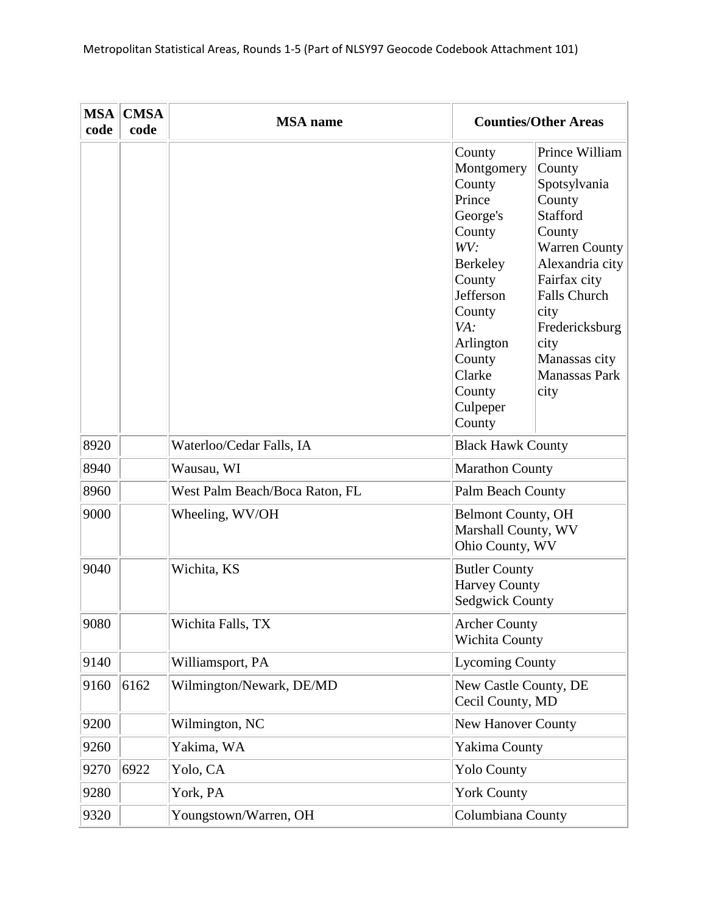| MSA code | CMSA code | MSA name | Counties/Other Areas | |
|---|---|---|---|---|
| | | | County<br>Montgomery County<br>Prince George's County<br>*WV:*<br>Berkeley County<br>Jefferson County<br>*VA:*<br>Arlington County<br>Clarke County<br>Culpeper County | Prince William County<br>Spotsylvania County<br>Stafford County<br>Warren County<br>Alexandria city<br>Fairfax city<br>Falls Church city<br>Fredericksburg city<br>Manassas city<br>Manassas Park city |
| 8920 | | Waterloo/Cedar Falls, IA | Black Hawk County | |
| 8940 | | Wausau, WI | Marathon County | |
| 8960 | | West Palm Beach/Boca Raton, FL | Palm Beach County | |
| 9000 | | Wheeling, WV/OH | Belmont County, OH<br>Marshall County, WV<br>Ohio County, WV | |
| 9040 | | Wichita, KS | Butler County<br>Harvey County<br>Sedgwick County | |
| 9080 | | Wichita Falls, TX | Archer County<br>Wichita County | |
| 9140 | | Williamsport, PA | Lycoming County | |
| 9160 | 6162 | Wilmington/Newark, DE/MD | New Castle County, DE<br>Cecil County, MD | |
| 9200 | | Wilmington, NC | New Hanover County | |
| 9260 | | Yakima, WA | Yakima County | |
| 9270 | 6922 | Yolo, CA | Yolo County | |
| 9280 | | York, PA | York County | |
| 9320 | | Youngstown/Warren, OH | Columbiana County | |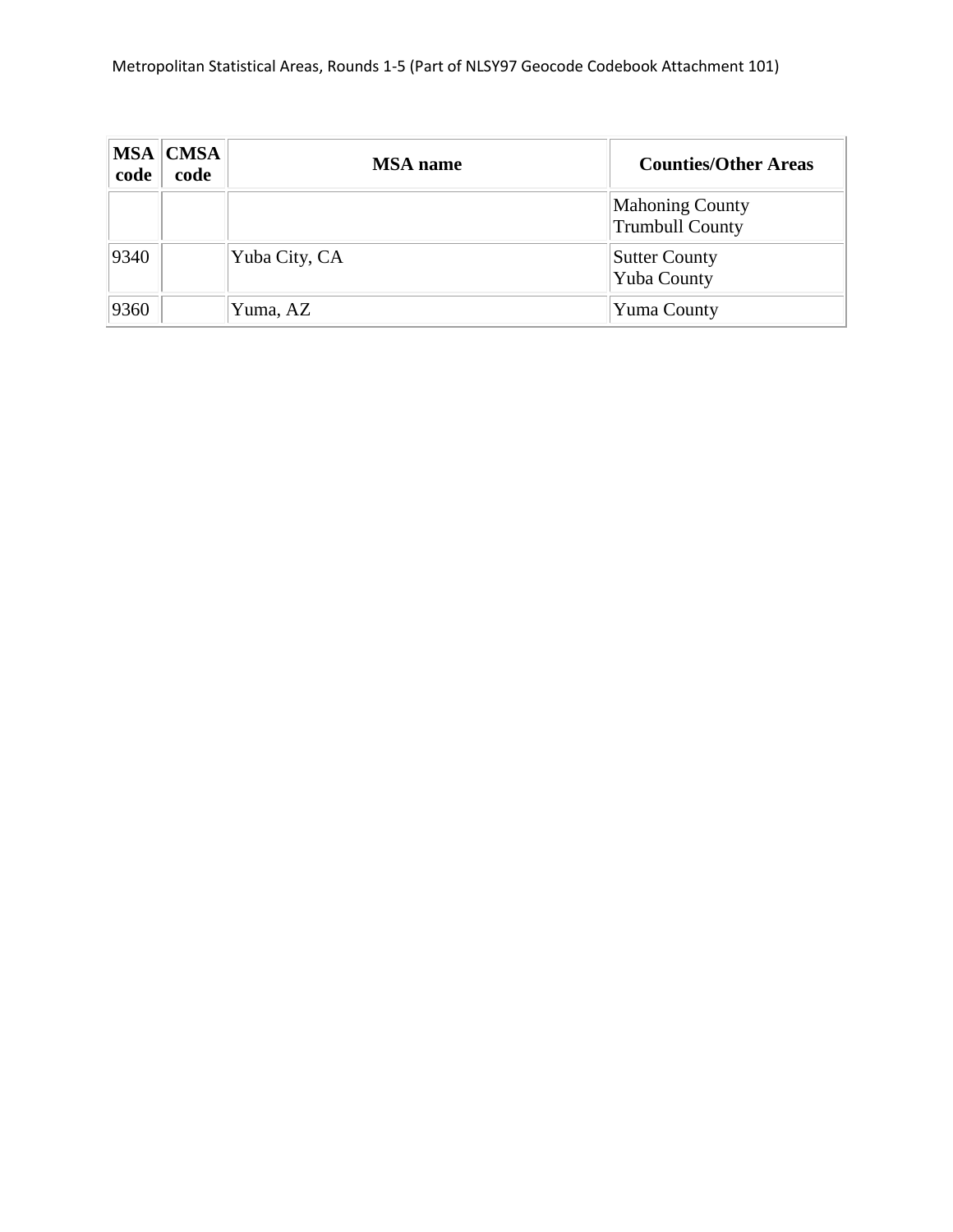| MSA code | CMSA code | MSA name | Counties/Other Areas |
|---|---|---|---|
| | | | Mahoning County<br>Trumbull County |
| 9340 | | Yuba City, CA | Sutter County<br>Yuba County |
| 9360 | | Yuma, AZ | Yuma County |